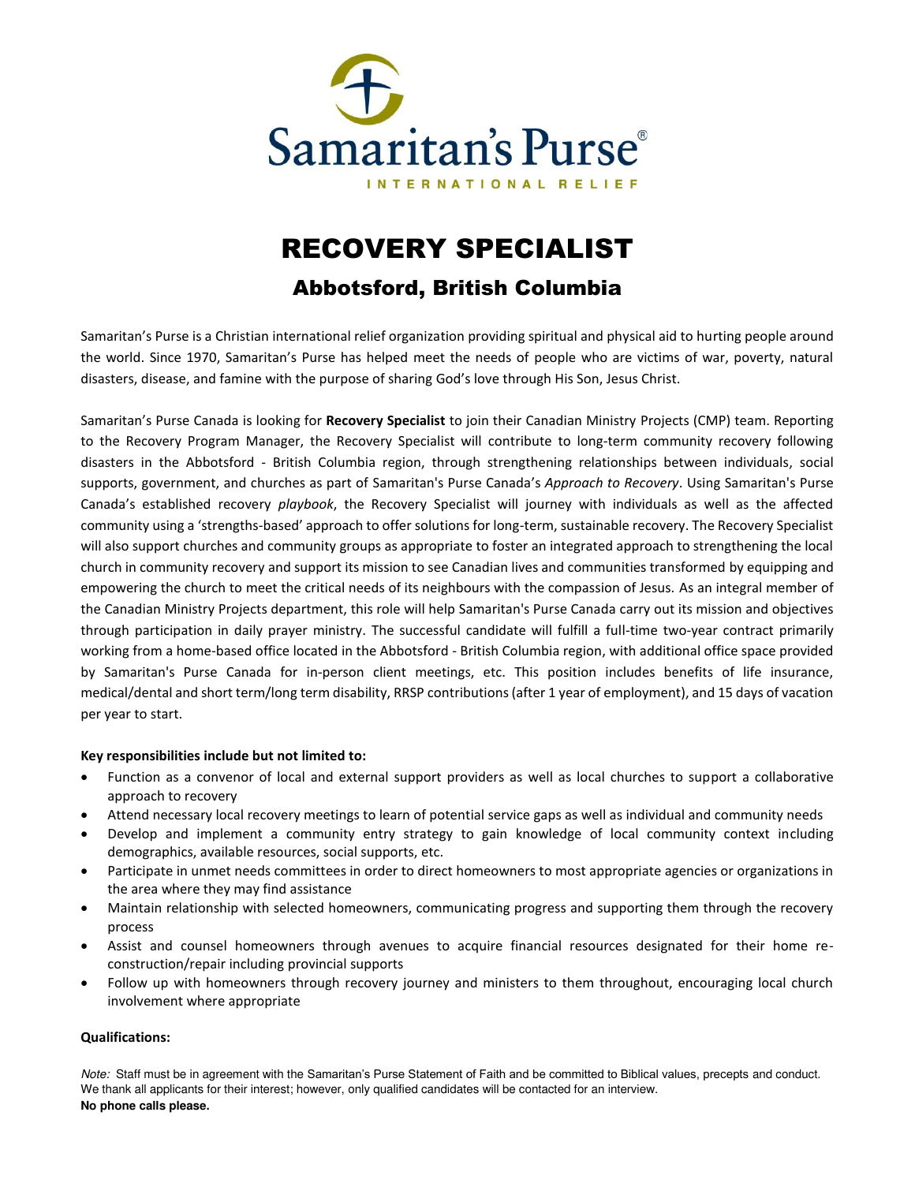Samaritan's Purse®

INTERNATIONAL RELIEF

# RECOVERY SPECIALIST

## Abbotsford, British Columbia

Samaritan's Purse is a Christian international relief organization providing spiritual and physical aid to hurting people around the world. Since 1970, Samaritan's Purse has helped meet the needs of people who are victims of war, poverty, natural disasters, disease, and famine with the purpose of sharing God's love through His Son, Jesus Christ.

Samaritan's Purse Canada is looking for **Recovery Specialist** to join their Canadian Ministry Projects (CMP) team. Reporting to the Recovery Program Manager, the Recovery Specialist will contribute to long-term community recovery following disasters in the Abbotsford - British Columbia region, through strengthening relationships between individuals, social supports, government, and churches as part of Samaritan's Purse Canada's *Approach to Recovery*. Using Samaritan's Purse Canada's established recovery *playbook*, the Recovery Specialist will journey with individuals as well as the affected community using a 'strengths-based' approach to offer solutions for long-term, sustainable recovery. The Recovery Specialist will also support churches and community groups as appropriate to foster an integrated approach to strengthening the local church in community recovery and support its mission to see Canadian lives and communities transformed by equipping and empowering the church to meet the critical needs of its neighbours with the compassion of Jesus. As an integral member of the Canadian Ministry Projects department, this role will help Samaritan's Purse Canada carry out its mission and objectives through participation in daily prayer ministry. The successful candidate will fulfill a full-time two-year contract primarily working from a home-based office located in the Abbotsford - British Columbia region, with additional office space provided by Samaritan's Purse Canada for in-person client meetings, etc. This position includes benefits of life insurance, medical/dental and short term/long term disability, RRSP contributions (after 1 year of employment), and 15 days of vacation per year to start.

**Key responsibilities include but not limited to:**

- Function as a convenor of local and external support providers as well as local churches to support a collaborative approach to recovery
- Attend necessary local recovery meetings to learn of potential service gaps as well as individual and community needs
- Develop and implement a community entry strategy to gain knowledge of local community context including demographics, available resources, social supports, etc.
- Participate in unmet needs committees in order to direct homeowners to most appropriate agencies or organizations in the area where they may find assistance
- Maintain relationship with selected homeowners, communicating progress and supporting them through the recovery process
- Assist and counsel homeowners through avenues to acquire financial resources designated for their home re-construction/repair including provincial supports
- Follow up with homeowners through recovery journey and ministers to them throughout, encouraging local church involvement where appropriate

**Qualifications:**

*Note:* Staff must be in agreement with the Samaritan's Purse Statement of Faith and be committed to Biblical values, precepts and conduct. We thank all applicants for their interest; however, only qualified candidates will be contacted for an interview.
**No phone calls please.**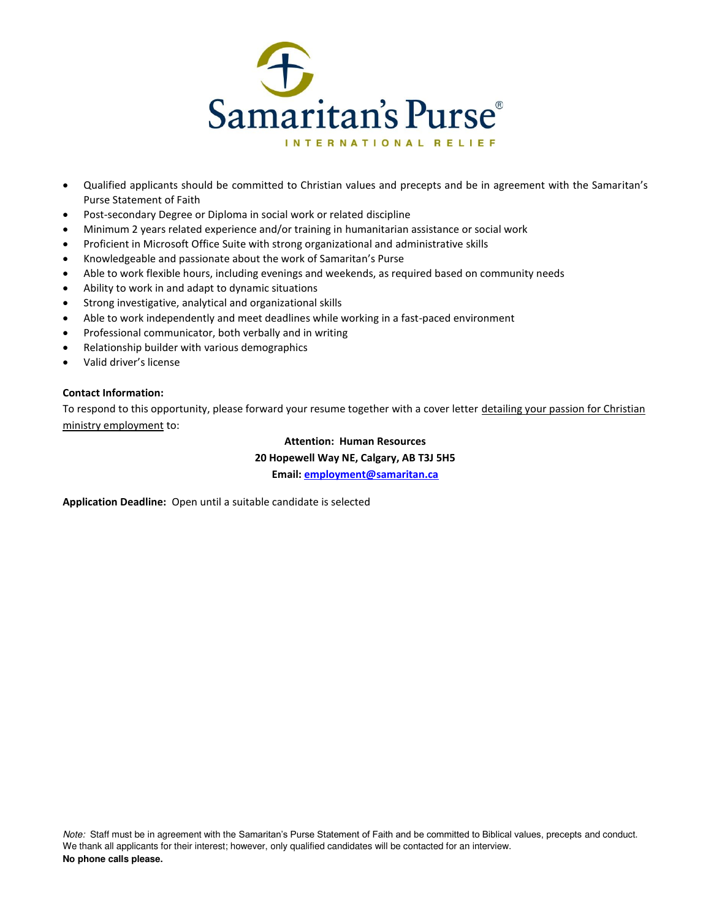- Qualified applicants should be committed to Christian values and precepts and be in agreement with the Samaritan's Purse Statement of Faith
- Post-secondary Degree or Diploma in social work or related discipline
- Minimum 2 years related experience and/or training in humanitarian assistance or social work
- Proficient in Microsoft Office Suite with strong organizational and administrative skills
- Knowledgeable and passionate about the work of Samaritan's Purse
- Able to work flexible hours, including evenings and weekends, as required based on community needs
- Ability to work in and adapt to dynamic situations
- Strong investigative, analytical and organizational skills
- Able to work independently and meet deadlines while working in a fast-paced environment
- Professional communicator, both verbally and in writing
- Relationship builder with various demographics
- Valid driver's license

**Contact Information:**

To respond to this opportunity, please forward your resume together with a cover letter detailing your passion for Christian ministry employment to:

**Attention: Human Resources**
**20 Hopewell Way NE, Calgary, AB T3J 5H5**
**Email: employment@samaritan.ca**

**Application Deadline:** Open until a suitable candidate is selected

*Note:* Staff must be in agreement with the Samaritan's Purse Statement of Faith and be committed to Biblical values, precepts and conduct. We thank all applicants for their interest; however, only qualified candidates will be contacted for an interview.
**No phone calls please.**